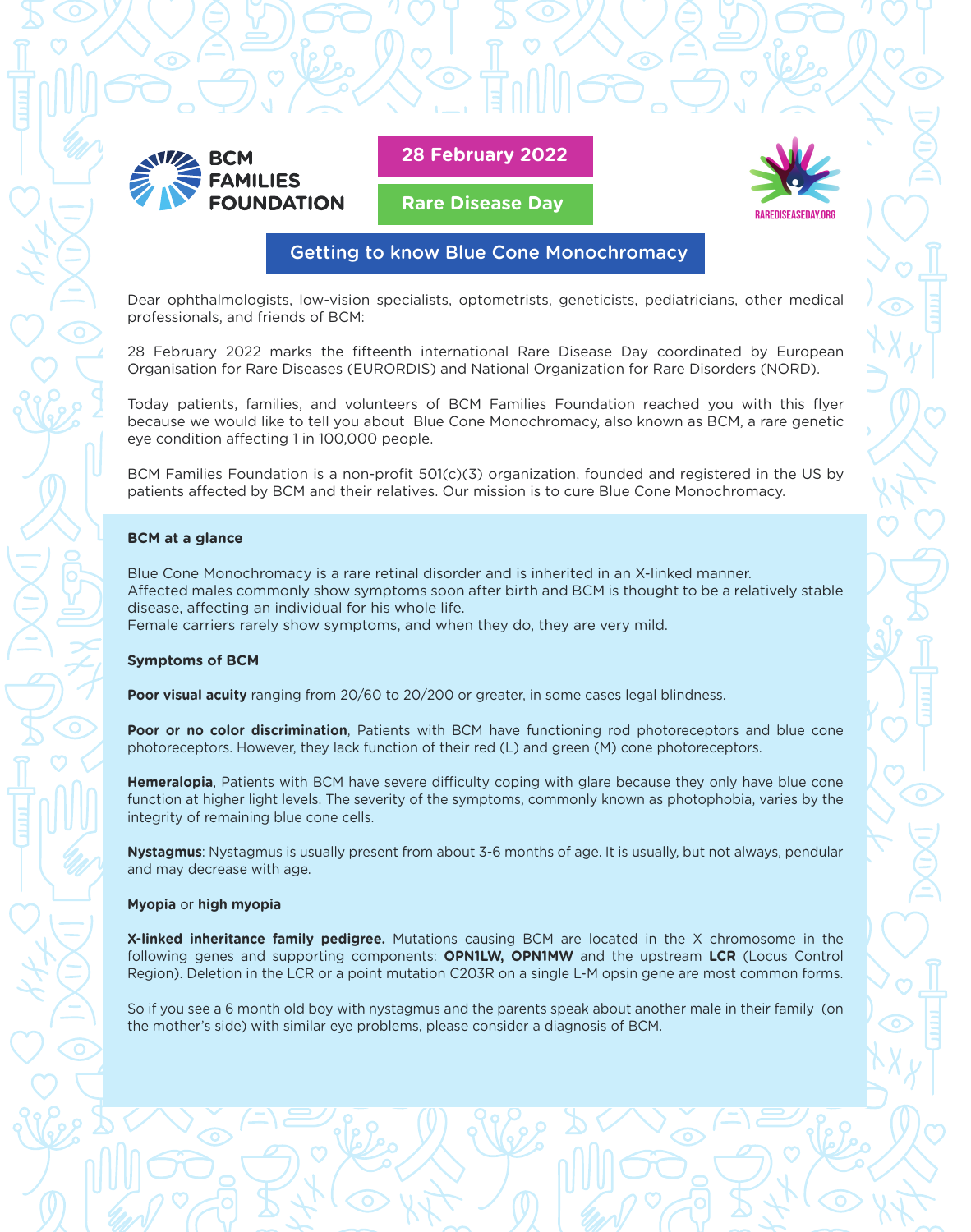**BCM FAMILIES FOUNDATION**

**28 February 2022**

**Rare Disease Day**

RAREDISEASEDAY.ORG

## Getting to know Blue Cone Monochromacy

Dear ophthalmologists, low-vision specialists, optometrists, geneticists, pediatricians, other medical professionals, and friends of BCM:

28 February 2022 marks the fifteenth international Rare Disease Day coordinated by European Organisation for Rare Diseases (EURORDIS) and National Organization for Rare Disorders (NORD).

Today patients, families, and volunteers of BCM Families Foundation reached you with this flyer because we would like to tell you about Blue Cone Monochromacy, also known as BCM, a rare genetic eye condition affecting 1 in 100,000 people.

BCM Families Foundation is a non-profit 501(c)(3) organization, founded and registered in the US by patients affected by BCM and their relatives. Our mission is to cure Blue Cone Monochromacy.

### BCM at a glance

Blue Cone Monochromacy is a rare retinal disorder and is inherited in an X-linked manner.
Affected males commonly show symptoms soon after birth and BCM is thought to be a relatively stable disease, affecting an individual for his whole life.
Female carriers rarely show symptoms, and when they do, they are very mild.

### Symptoms of BCM

**Poor visual acuity** ranging from 20/60 to 20/200 or greater, in some cases legal blindness.

**Poor or no color discrimination**, Patients with BCM have functioning rod photoreceptors and blue cone photoreceptors. However, they lack function of their red (L) and green (M) cone photoreceptors.

**Hemeralopia**, Patients with BCM have severe difficulty coping with glare because they only have blue cone function at higher light levels. The severity of the symptoms, commonly known as photophobia, varies by the integrity of remaining blue cone cells.

**Nystagmus**: Nystagmus is usually present from about 3-6 months of age. It is usually, but not always, pendular and may decrease with age.

**Myopia** or **high myopia**

**X-linked inheritance family pedigree.** Mutations causing BCM are located in the X chromosome in the following genes and supporting components: **OPN1LW, OPN1MW** and the upstream **LCR** (Locus Control Region). Deletion in the LCR or a point mutation C203R on a single L-M opsin gene are most common forms.

So if you see a 6 month old boy with nystagmus and the parents speak about another male in their family (on the mother's side) with similar eye problems, please consider a diagnosis of BCM.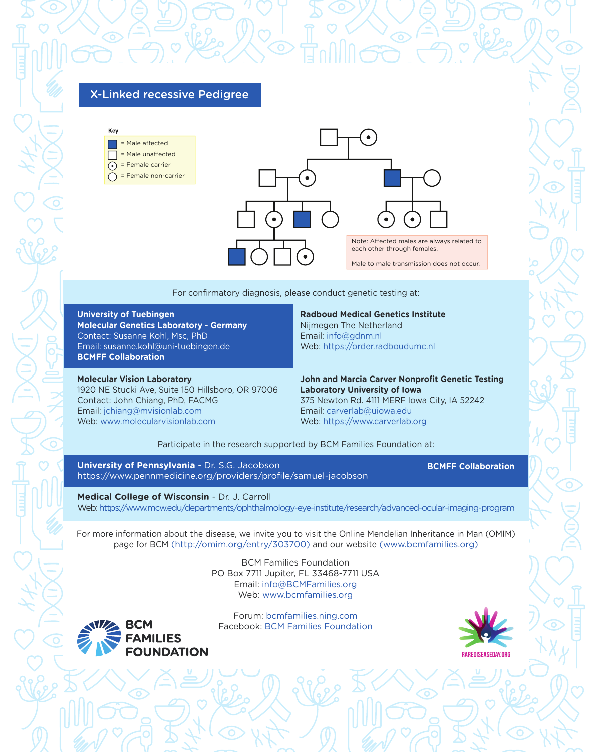## X-Linked recessive Pedigree

**Key**

- = Male affected
- = Male unaffected
- = Female carrier
- = Female non-carrier

Note: Affected males are always related to each other through females.

Male to male transmission does not occur.

For confirmatory diagnosis, please conduct genetic testing at:

**University of Tuebingen**
**Molecular Genetics Laboratory - Germany**
Contact: Susanne Kohl, Msc, PhD
Email: susanne.kohl@uni-tuebingen.de
**BCMFF Collaboration**

**Radboud Medical Genetics Institute**
Nijmegen The Netherland
Email: info@gdnm.nl
Web: https://order.radboudumc.nl

**Molecular Vision Laboratory**
1920 NE Stucki Ave, Suite 150 Hillsboro, OR 97006
Contact: John Chiang, PhD, FACMG
Email: jchiang@mvisionlab.com
Web: www.molecularvisionlab.com

**John and Marcia Carver Nonprofit Genetic Testing Laboratory University of Iowa**
375 Newton Rd. 4111 MERF Iowa City, IA 52242
Email: carverlab@uiowa.edu
Web: https://www.carverlab.org

Participate in the research supported by BCM Families Foundation at:

**University of Pennsylvania** - Dr. S.G. Jacobson
https://www.pennmedicine.org/providers/profile/samuel-jacobson
**BCMFF Collaboration**

**Medical College of Wisconsin** - Dr. J. Carroll
Web: https://www.mcw.edu/departments/ophthalmology-eye-institute/research/advanced-ocular-imaging-program

For more information about the disease, we invite you to visit the Online Mendelian Inheritance in Man (OMIM) page for BCM (http://omim.org/entry/303700) and our website (www.bcmfamilies.org)

BCM Families Foundation
PO Box 7711 Jupiter, FL 33468-7711 USA
Email: info@BCMFamilies.org
Web: www.bcmfamilies.org

Forum: bcmfamilies.ning.com
Facebook: BCM Families Foundation

BCM FAMILIES FOUNDATION

RAREDISEASEDAY.ORG